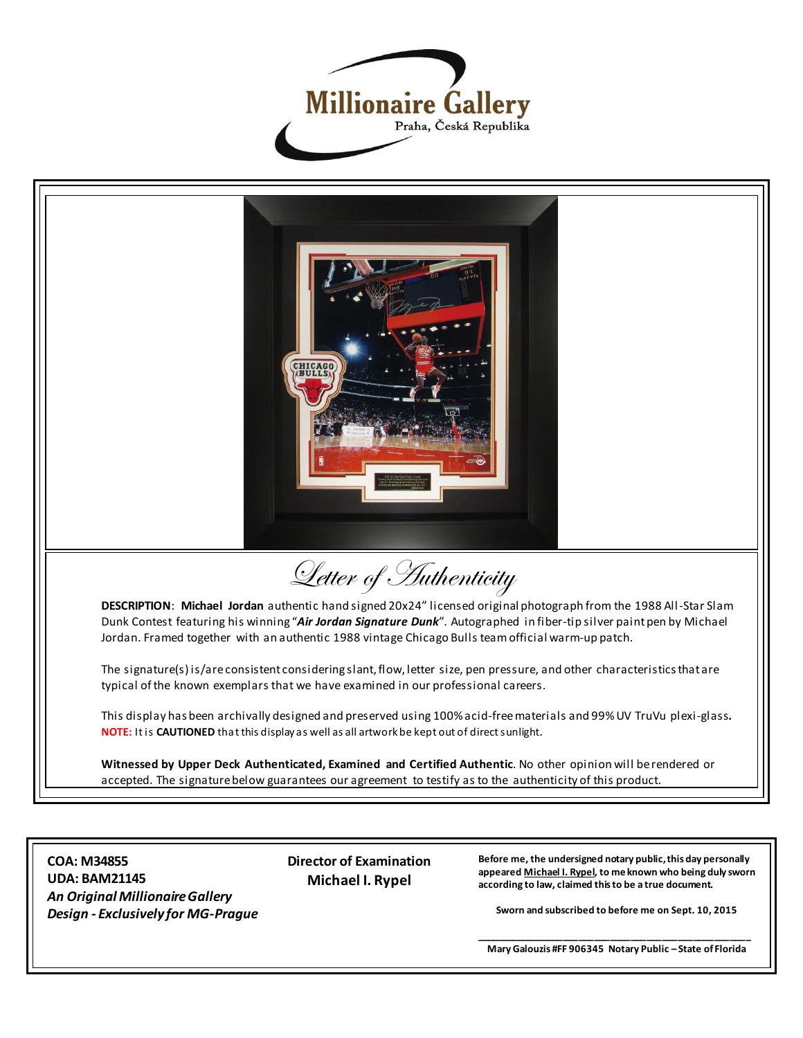Millionaire Gallery

Praha, Česká Republika

# Letter of Authenticity

**DESCRIPTION**: **Michael Jordan** authentic hand signed 20x24" licensed original photograph from the 1988 All-Star Slam Dunk Contest featuring his winning "***Air Jordan Signature Dunk***". Autographed in fiber-tip silver paint pen by Michael Jordan. Framed together with an authentic 1988 vintage Chicago Bulls team official warm-up patch.

The signature(s) is/are consistent considering slant, flow, letter size, pen pressure, and other characteristics that are typical of the known exemplars that we have examined in our professional careers.

This display has been archivally designed and preserved using 100% acid-free materials and 99% UV TruVu plexi-glass**.**
**NOTE:** It is **CAUTIONED** that this display as well as all artwork be kept out of direct sunlight.

**Witnessed by Upper Deck Authenticated, Examined and Certified Authentic**. No other opinion will be rendered or accepted. The signature below guarantees our agreement to testify as to the authenticity of this product.

**COA: M34855**
**UDA: BAM21145**
***An Original Millionaire Gallery Design - Exclusively for MG-Prague***

**Director of Examination**
**Michael I. Rypel**

**Before me, the undersigned notary public, this day personally appeared Michael I. Rypel, to me known who being duly sworn according to law, claimed this to be a true document.**

**Sworn and subscribed to before me on Sept. 10, 2015**

\_\_\_\_\_\_\_\_\_\_\_\_\_\_\_\_\_\_\_\_\_\_\_\_\_\_\_\_\_\_\_\_\_\_\_\_\_\_\_\_

**Mary Galouzis #FF 906345 Notary Public – State of Florida**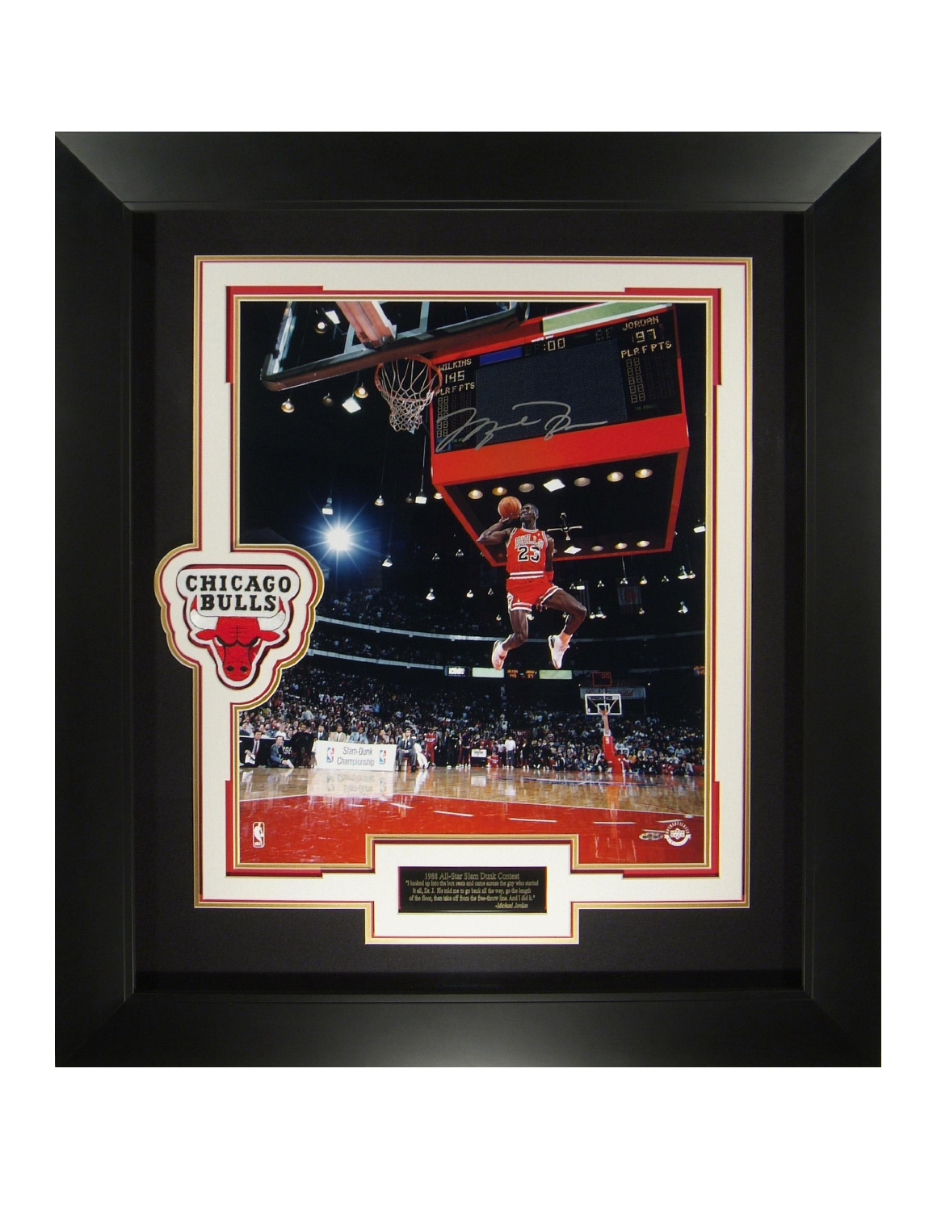1988 All-Star Slam Dunk Contest

"I looked up into the box seats and came across the guy who started it all, Dr. J. He told me to go back all the way, go the length of the floor, then take off from the free-throw line. And I did it."

-Michael Jordan